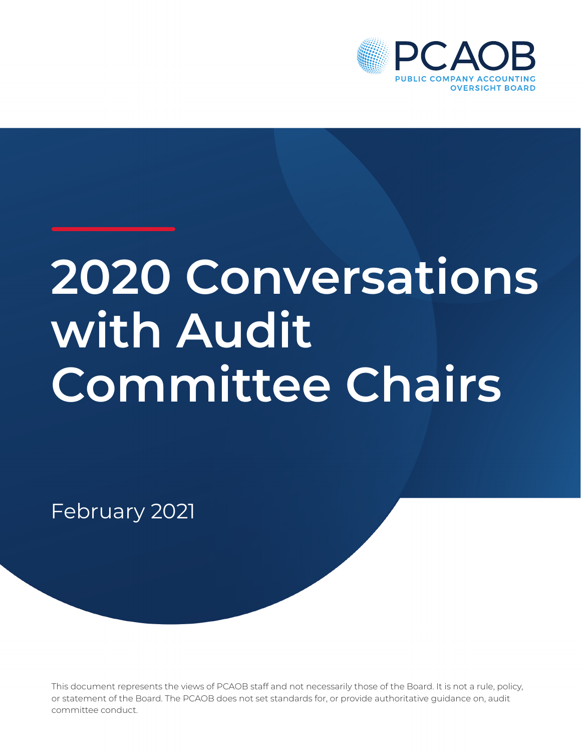PCAOB

PUBLIC COMPANY ACCOUNTING OVERSIGHT BOARD

# 2020 Conversations with Audit Committee Chairs

February 2021

This document represents the views of PCAOB staff and not necessarily those of the Board. It is not a rule, policy, or statement of the Board. The PCAOB does not set standards for, or provide authoritative guidance on, audit committee conduct.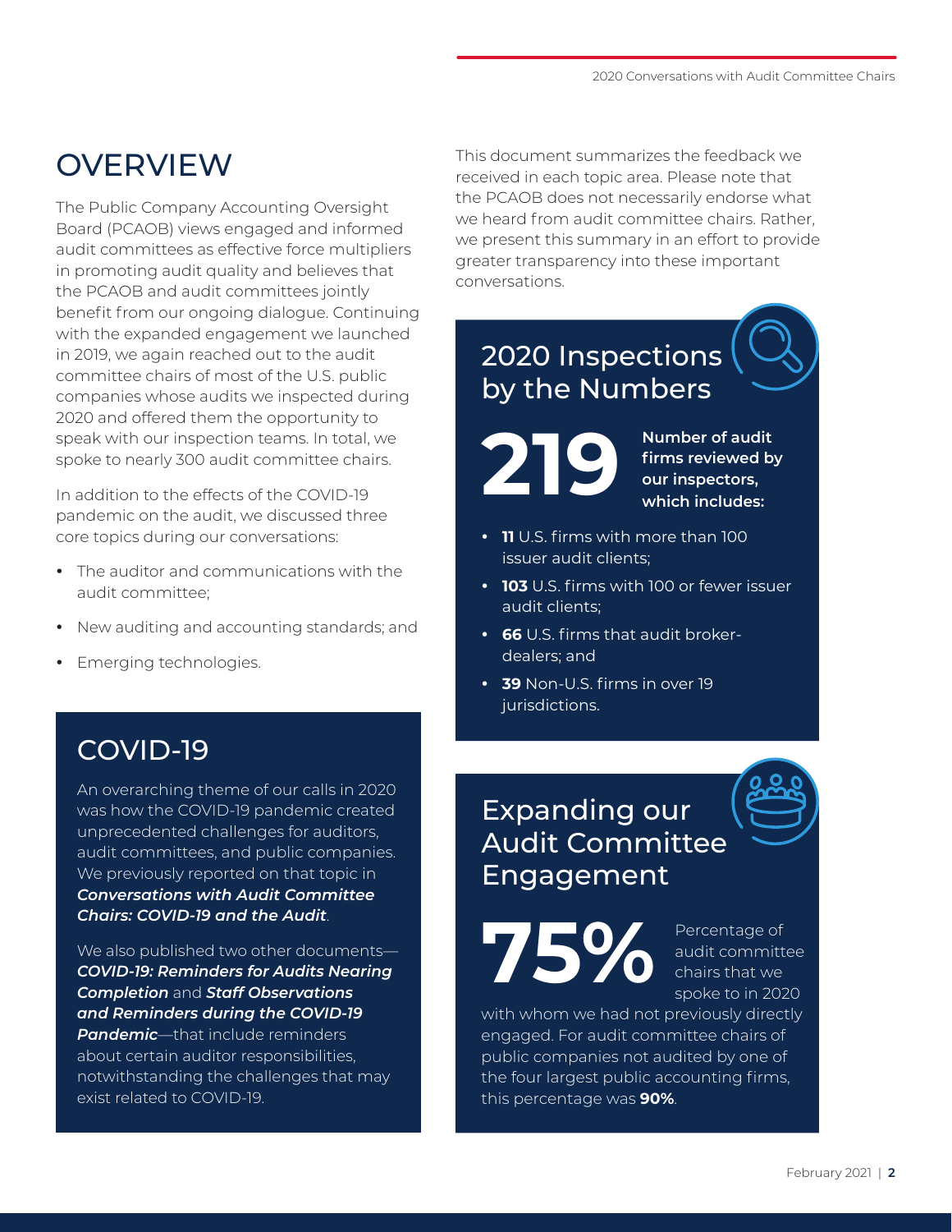# OVERVIEW

The Public Company Accounting Oversight Board (PCAOB) views engaged and informed audit committees as effective force multipliers in promoting audit quality and believes that the PCAOB and audit committees jointly benefit from our ongoing dialogue. Continuing with the expanded engagement we launched in 2019, we again reached out to the audit committee chairs of most of the U.S. public companies whose audits we inspected during 2020 and offered them the opportunity to speak with our inspection teams. In total, we spoke to nearly 300 audit committee chairs.

In addition to the effects of the COVID-19 pandemic on the audit, we discussed three core topics during our conversations:

- The auditor and communications with the audit committee;
- New auditing and accounting standards; and
- Emerging technologies.

## COVID-19

An overarching theme of our calls in 2020 was how the COVID-19 pandemic created unprecedented challenges for auditors, audit committees, and public companies. We previously reported on that topic in ***Conversations with Audit Committee Chairs: COVID-19 and the Audit***.

We also published two other documents—***COVID-19: Reminders for Audits Nearing Completion*** and ***Staff Observations and Reminders during the COVID-19 Pandemic***—that include reminders about certain auditor responsibilities, notwithstanding the challenges that may exist related to COVID-19.

This document summarizes the feedback we received in each topic area. Please note that the PCAOB does not necessarily endorse what we heard from audit committee chairs. Rather, we present this summary in an effort to provide greater transparency into these important conversations.

## 2020 Inspections by the Numbers

**219** **Number of audit firms reviewed by our inspectors, which includes:**

- **11** U.S. firms with more than 100 issuer audit clients;
- **103** U.S. firms with 100 or fewer issuer audit clients;
- **66** U.S. firms that audit broker-dealers; and
- **39** Non-U.S. firms in over 19 jurisdictions.

## Expanding our Audit Committee Engagement

**75%** Percentage of audit committee chairs that we spoke to in 2020 with whom we had not previously directly engaged. For audit committee chairs of public companies not audited by one of the four largest public accounting firms, this percentage was **90%**.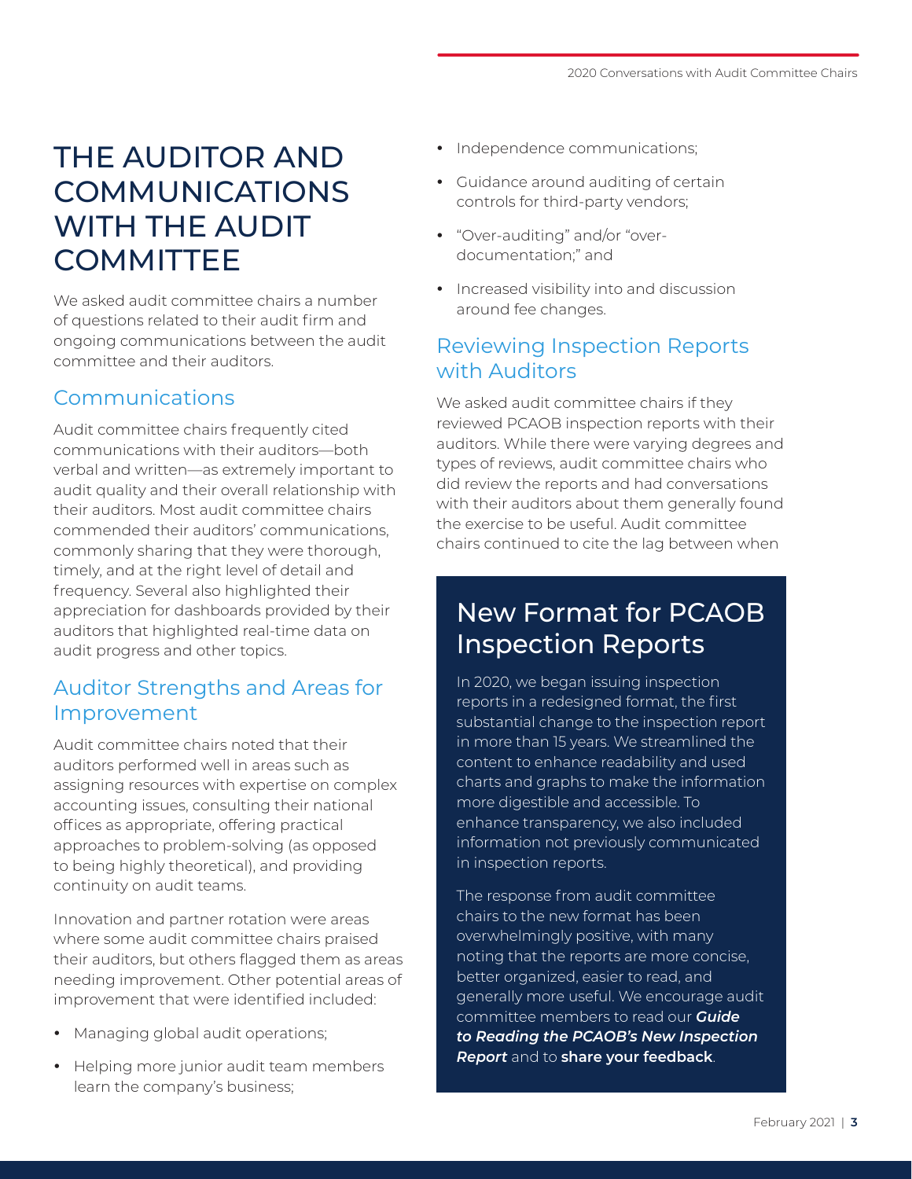# THE AUDITOR AND COMMUNICATIONS WITH THE AUDIT COMMITTEE

We asked audit committee chairs a number of questions related to their audit firm and ongoing communications between the audit committee and their auditors.

## Communications

Audit committee chairs frequently cited communications with their auditors—both verbal and written—as extremely important to audit quality and their overall relationship with their auditors. Most audit committee chairs commended their auditors' communications, commonly sharing that they were thorough, timely, and at the right level of detail and frequency. Several also highlighted their appreciation for dashboards provided by their auditors that highlighted real-time data on audit progress and other topics.

## Auditor Strengths and Areas for Improvement

Audit committee chairs noted that their auditors performed well in areas such as assigning resources with expertise on complex accounting issues, consulting their national offices as appropriate, offering practical approaches to problem-solving (as opposed to being highly theoretical), and providing continuity on audit teams.

Innovation and partner rotation were areas where some audit committee chairs praised their auditors, but others flagged them as areas needing improvement. Other potential areas of improvement that were identified included:

- Managing global audit operations;
- Helping more junior audit team members learn the company's business;
- Independence communications;
- Guidance around auditing of certain controls for third-party vendors;
- "Over-auditing" and/or "over-documentation;" and
- Increased visibility into and discussion around fee changes.

## Reviewing Inspection Reports with Auditors

We asked audit committee chairs if they reviewed PCAOB inspection reports with their auditors. While there were varying degrees and types of reviews, audit committee chairs who did review the reports and had conversations with their auditors about them generally found the exercise to be useful. Audit committee chairs continued to cite the lag between when

## New Format for PCAOB Inspection Reports

In 2020, we began issuing inspection reports in a redesigned format, the first substantial change to the inspection report in more than 15 years. We streamlined the content to enhance readability and used charts and graphs to make the information more digestible and accessible. To enhance transparency, we also included information not previously communicated in inspection reports.

The response from audit committee chairs to the new format has been overwhelmingly positive, with many noting that the reports are more concise, better organized, easier to read, and generally more useful. We encourage audit committee members to read our ***Guide to Reading the PCAOB's New Inspection Report*** and to **share your feedback**.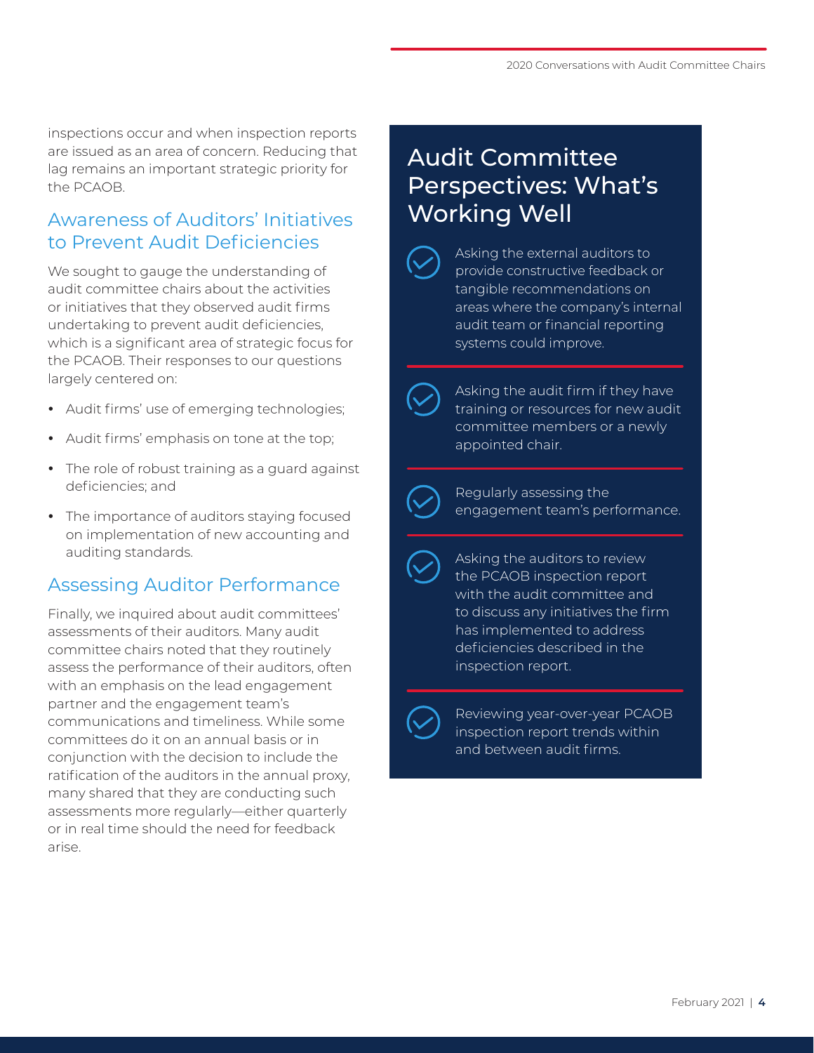inspections occur and when inspection reports are issued as an area of concern. Reducing that lag remains an important strategic priority for the PCAOB.

## Awareness of Auditors' Initiatives to Prevent Audit Deficiencies

We sought to gauge the understanding of audit committee chairs about the activities or initiatives that they observed audit firms undertaking to prevent audit deficiencies, which is a significant area of strategic focus for the PCAOB. Their responses to our questions largely centered on:

- Audit firms' use of emerging technologies;
- Audit firms' emphasis on tone at the top;
- The role of robust training as a guard against deficiencies; and
- The importance of auditors staying focused on implementation of new accounting and auditing standards.

## Assessing Auditor Performance

Finally, we inquired about audit committees' assessments of their auditors. Many audit committee chairs noted that they routinely assess the performance of their auditors, often with an emphasis on the lead engagement partner and the engagement team's communications and timeliness. While some committees do it on an annual basis or in conjunction with the decision to include the ratification of the auditors in the annual proxy, many shared that they are conducting such assessments more regularly—either quarterly or in real time should the need for feedback arise.

## Audit Committee Perspectives: What's Working Well

- Asking the external auditors to provide constructive feedback or tangible recommendations on areas where the company's internal audit team or financial reporting systems could improve.
- Asking the audit firm if they have training or resources for new audit committee members or a newly appointed chair.
- Regularly assessing the engagement team's performance.
- Asking the auditors to review the PCAOB inspection report with the audit committee and to discuss any initiatives the firm has implemented to address deficiencies described in the inspection report.
- Reviewing year-over-year PCAOB inspection report trends within and between audit firms.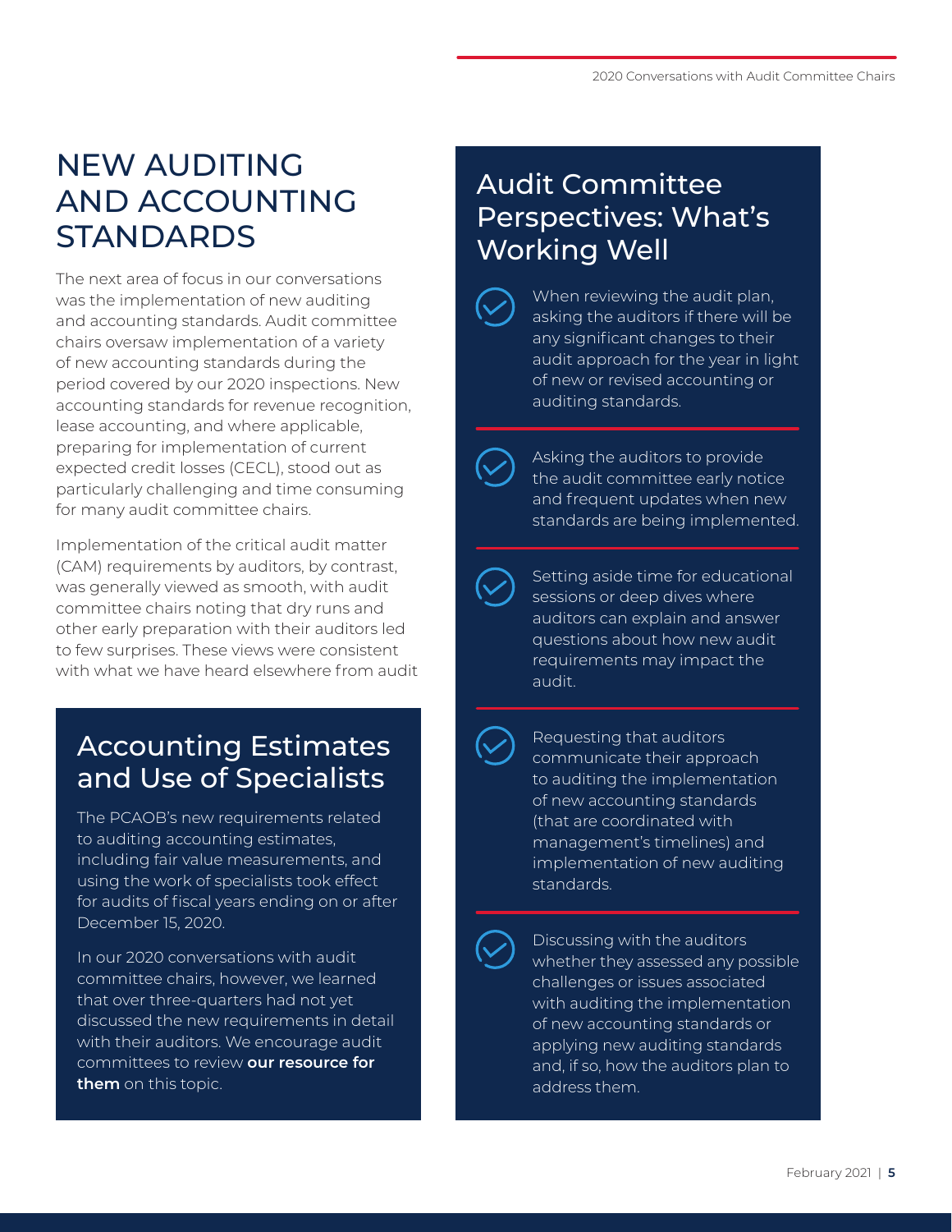# NEW AUDITING AND ACCOUNTING STANDARDS

The next area of focus in our conversations was the implementation of new auditing and accounting standards. Audit committee chairs oversaw implementation of a variety of new accounting standards during the period covered by our 2020 inspections. New accounting standards for revenue recognition, lease accounting, and where applicable, preparing for implementation of current expected credit losses (CECL), stood out as particularly challenging and time consuming for many audit committee chairs.

Implementation of the critical audit matter (CAM) requirements by auditors, by contrast, was generally viewed as smooth, with audit committee chairs noting that dry runs and other early preparation with their auditors led to few surprises. These views were consistent with what we have heard elsewhere from audit

## Accounting Estimates and Use of Specialists

The PCAOB's new requirements related to auditing accounting estimates, including fair value measurements, and using the work of specialists took effect for audits of fiscal years ending on or after December 15, 2020.

In our 2020 conversations with audit committee chairs, however, we learned that over three-quarters had not yet discussed the new requirements in detail with their auditors. We encourage audit committees to review **our resource for them** on this topic.

## Audit Committee Perspectives: What's Working Well

- When reviewing the audit plan, asking the auditors if there will be any significant changes to their audit approach for the year in light of new or revised accounting or auditing standards.
- Asking the auditors to provide the audit committee early notice and frequent updates when new standards are being implemented.
- Setting aside time for educational sessions or deep dives where auditors can explain and answer questions about how new audit requirements may impact the audit.
- Requesting that auditors communicate their approach to auditing the implementation of new accounting standards (that are coordinated with management's timelines) and implementation of new auditing standards.
- Discussing with the auditors whether they assessed any possible challenges or issues associated with auditing the implementation of new accounting standards or applying new auditing standards and, if so, how the auditors plan to address them.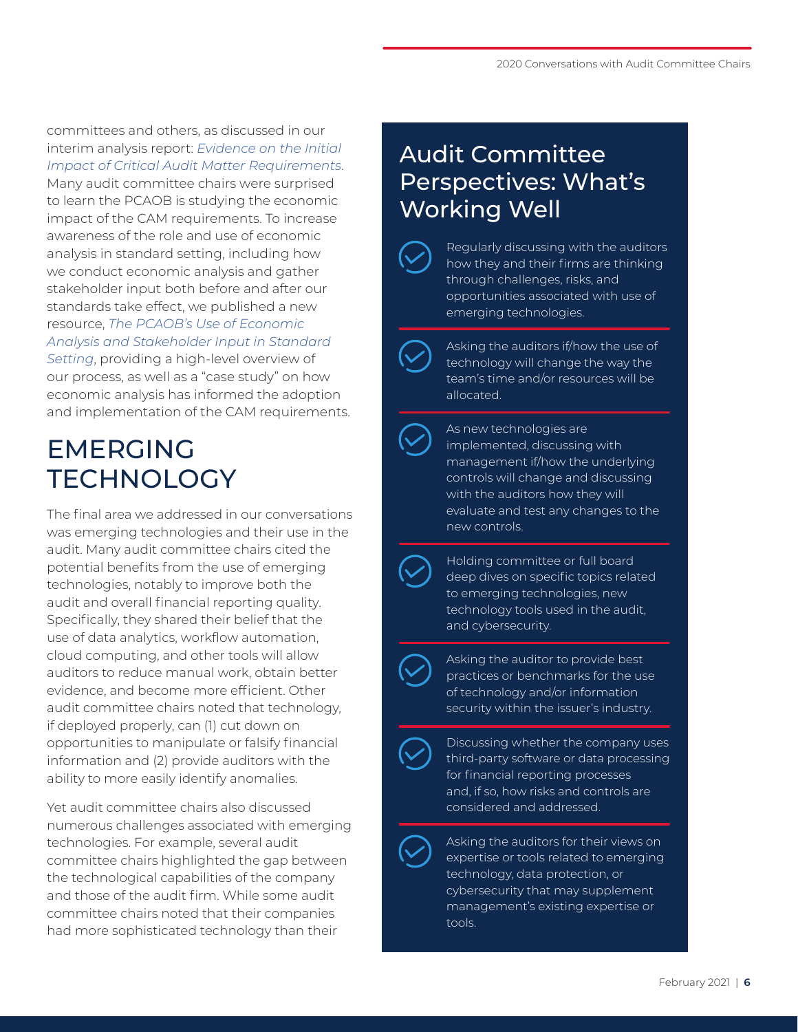committees and others, as discussed in our interim analysis report: *Evidence on the Initial Impact of Critical Audit Matter Requirements*. Many audit committee chairs were surprised to learn the PCAOB is studying the economic impact of the CAM requirements. To increase awareness of the role and use of economic analysis in standard setting, including how we conduct economic analysis and gather stakeholder input both before and after our standards take effect, we published a new resource, *The PCAOB's Use of Economic Analysis and Stakeholder Input in Standard Setting*, providing a high-level overview of our process, as well as a "case study" on how economic analysis has informed the adoption and implementation of the CAM requirements.

## EMERGING TECHNOLOGY

The final area we addressed in our conversations was emerging technologies and their use in the audit. Many audit committee chairs cited the potential benefits from the use of emerging technologies, notably to improve both the audit and overall financial reporting quality. Specifically, they shared their belief that the use of data analytics, workflow automation, cloud computing, and other tools will allow auditors to reduce manual work, obtain better evidence, and become more efficient. Other audit committee chairs noted that technology, if deployed properly, can (1) cut down on opportunities to manipulate or falsify financial information and (2) provide auditors with the ability to more easily identify anomalies.

Yet audit committee chairs also discussed numerous challenges associated with emerging technologies. For example, several audit committee chairs highlighted the gap between the technological capabilities of the company and those of the audit firm. While some audit committee chairs noted that their companies had more sophisticated technology than their

## Audit Committee Perspectives: What's Working Well

- Regularly discussing with the auditors how they and their firms are thinking through challenges, risks, and opportunities associated with use of emerging technologies.
- Asking the auditors if/how the use of technology will change the way the team's time and/or resources will be allocated.
- As new technologies are implemented, discussing with management if/how the underlying controls will change and discussing with the auditors how they will evaluate and test any changes to the new controls.
- Holding committee or full board deep dives on specific topics related to emerging technologies, new technology tools used in the audit, and cybersecurity.
- Asking the auditor to provide best practices or benchmarks for the use of technology and/or information security within the issuer's industry.
- Discussing whether the company uses third-party software or data processing for financial reporting processes and, if so, how risks and controls are considered and addressed.
- Asking the auditors for their views on expertise or tools related to emerging technology, data protection, or cybersecurity that may supplement management's existing expertise or tools.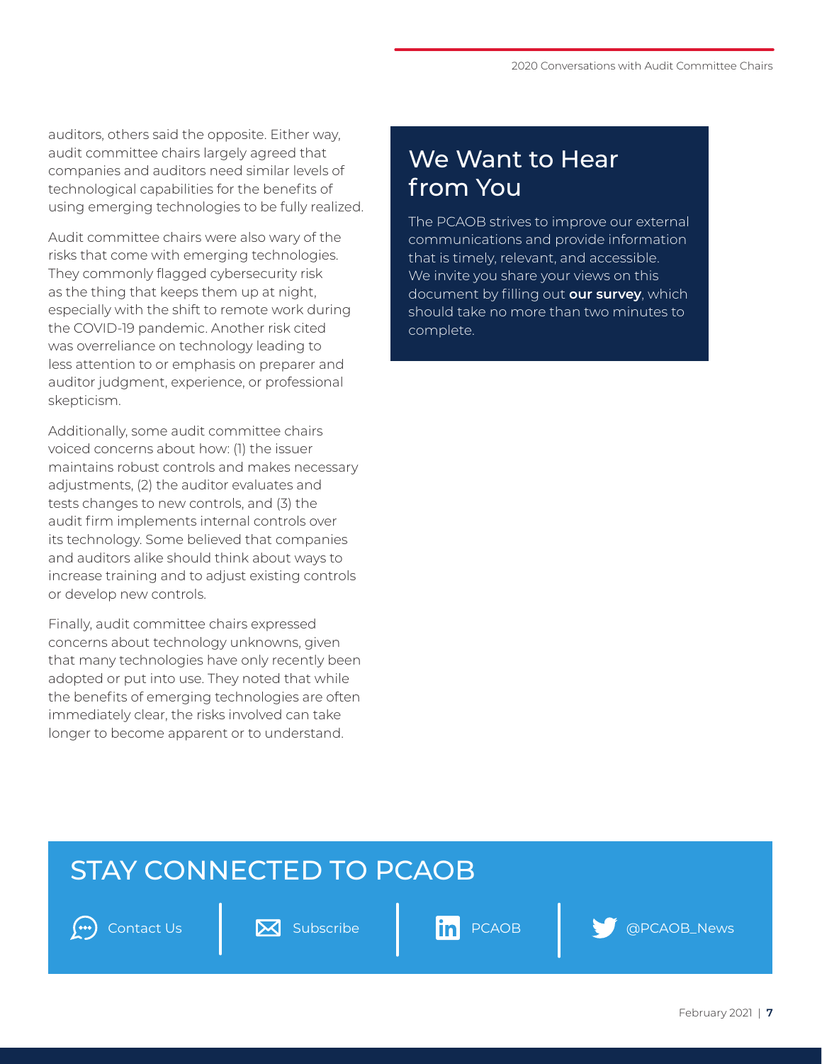auditors, others said the opposite. Either way, audit committee chairs largely agreed that companies and auditors need similar levels of technological capabilities for the benefits of using emerging technologies to be fully realized.

Audit committee chairs were also wary of the risks that come with emerging technologies. They commonly flagged cybersecurity risk as the thing that keeps them up at night, especially with the shift to remote work during the COVID-19 pandemic. Another risk cited was overreliance on technology leading to less attention to or emphasis on preparer and auditor judgment, experience, or professional skepticism.

Additionally, some audit committee chairs voiced concerns about how: (1) the issuer maintains robust controls and makes necessary adjustments, (2) the auditor evaluates and tests changes to new controls, and (3) the audit firm implements internal controls over its technology. Some believed that companies and auditors alike should think about ways to increase training and to adjust existing controls or develop new controls.

Finally, audit committee chairs expressed concerns about technology unknowns, given that many technologies have only recently been adopted or put into use. They noted that while the benefits of emerging technologies are often immediately clear, the risks involved can take longer to become apparent or to understand.

## We Want to Hear from You

The PCAOB strives to improve our external communications and provide information that is timely, relevant, and accessible. We invite you share your views on this document by filling out **our survey**, which should take no more than two minutes to complete.

## STAY CONNECTED TO PCAOB

Contact Us | Subscribe | PCAOB | @PCAOB_News